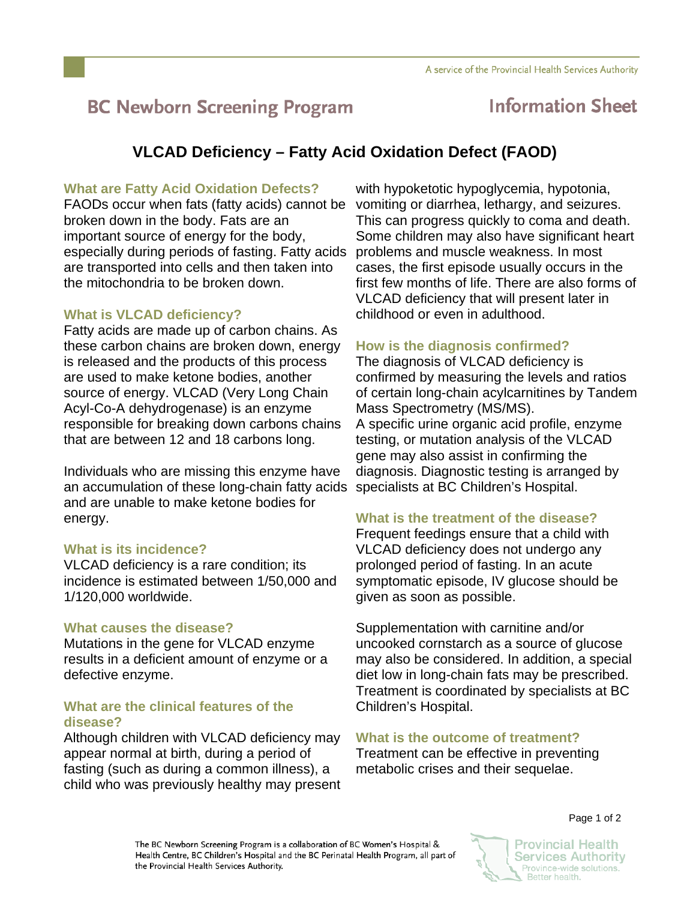# BC Newborn Screening Program — Information Sheet

## VLCAD Deficiency – Fatty Acid Oxidation Defect (FAOD)

### What are Fatty Acid Oxidation Defects?

FAODs occur when fats (fatty acids) cannot be broken down in the body. Fats are an important source of energy for the body, especially during periods of fasting. Fatty acids are transported into cells and then taken into the mitochondria to be broken down.

### What is VLCAD deficiency?

Fatty acids are made up of carbon chains. As these carbon chains are broken down, energy is released and the products of this process are used to make ketone bodies, another source of energy. VLCAD (Very Long Chain Acyl-Co-A dehydrogenase) is an enzyme responsible for breaking down carbons chains that are between 12 and 18 carbons long.

Individuals who are missing this enzyme have an accumulation of these long-chain fatty acids and are unable to make ketone bodies for energy.

### What is its incidence?

VLCAD deficiency is a rare condition; its incidence is estimated between 1/50,000 and 1/120,000 worldwide.

### What causes the disease?

Mutations in the gene for VLCAD enzyme results in a deficient amount of enzyme or a defective enzyme.

### What are the clinical features of the disease?

Although children with VLCAD deficiency may appear normal at birth, during a period of fasting (such as during a common illness), a child who was previously healthy may present with hypoketotic hypoglycemia, hypotonia, vomiting or diarrhea, lethargy, and seizures. This can progress quickly to coma and death. Some children may also have significant heart problems and muscle weakness. In most cases, the first episode usually occurs in the first few months of life. There are also forms of VLCAD deficiency that will present later in childhood or even in adulthood.

### How is the diagnosis confirmed?

The diagnosis of VLCAD deficiency is confirmed by measuring the levels and ratios of certain long-chain acylcarnitines by Tandem Mass Spectrometry (MS/MS).
A specific urine organic acid profile, enzyme testing, or mutation analysis of the VLCAD gene may also assist in confirming the diagnosis. Diagnostic testing is arranged by specialists at BC Children's Hospital.

### What is the treatment of the disease?

Frequent feedings ensure that a child with VLCAD deficiency does not undergo any prolonged period of fasting. In an acute symptomatic episode, IV glucose should be given as soon as possible.

Supplementation with carnitine and/or uncooked cornstarch as a source of glucose may also be considered. In addition, a special diet low in long-chain fats may be prescribed. Treatment is coordinated by specialists at BC Children's Hospital.

### What is the outcome of treatment?

Treatment can be effective in preventing metabolic crises and their sequelae.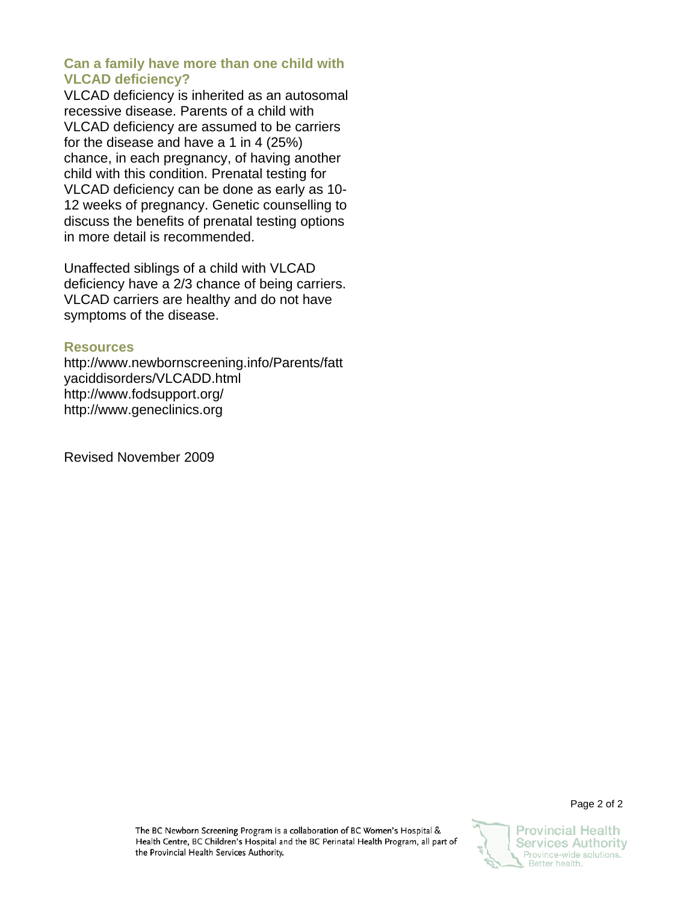## Can a family have more than one child with VLCAD deficiency?

VLCAD deficiency is inherited as an autosomal recessive disease. Parents of a child with VLCAD deficiency are assumed to be carriers for the disease and have a 1 in 4 (25%) chance, in each pregnancy, of having another child with this condition. Prenatal testing for VLCAD deficiency can be done as early as 10-12 weeks of pregnancy. Genetic counselling to discuss the benefits of prenatal testing options in more detail is recommended.

Unaffected siblings of a child with VLCAD deficiency have a 2/3 chance of being carriers. VLCAD carriers are healthy and do not have symptoms of the disease.

## Resources

http://www.newbornscreening.info/Parents/fattyaciddisorders/VLCADD.html
http://www.fodsupport.org/
http://www.geneclinics.org

Revised November 2009

The BC Newborn Screening Program is a collaboration of BC Women's Hospital & Health Centre, BC Children's Hospital and the BC Perinatal Health Program, all part of the Provincial Health Services Authority.

Provincial Health Services Authority
Province-wide solutions. Better health.